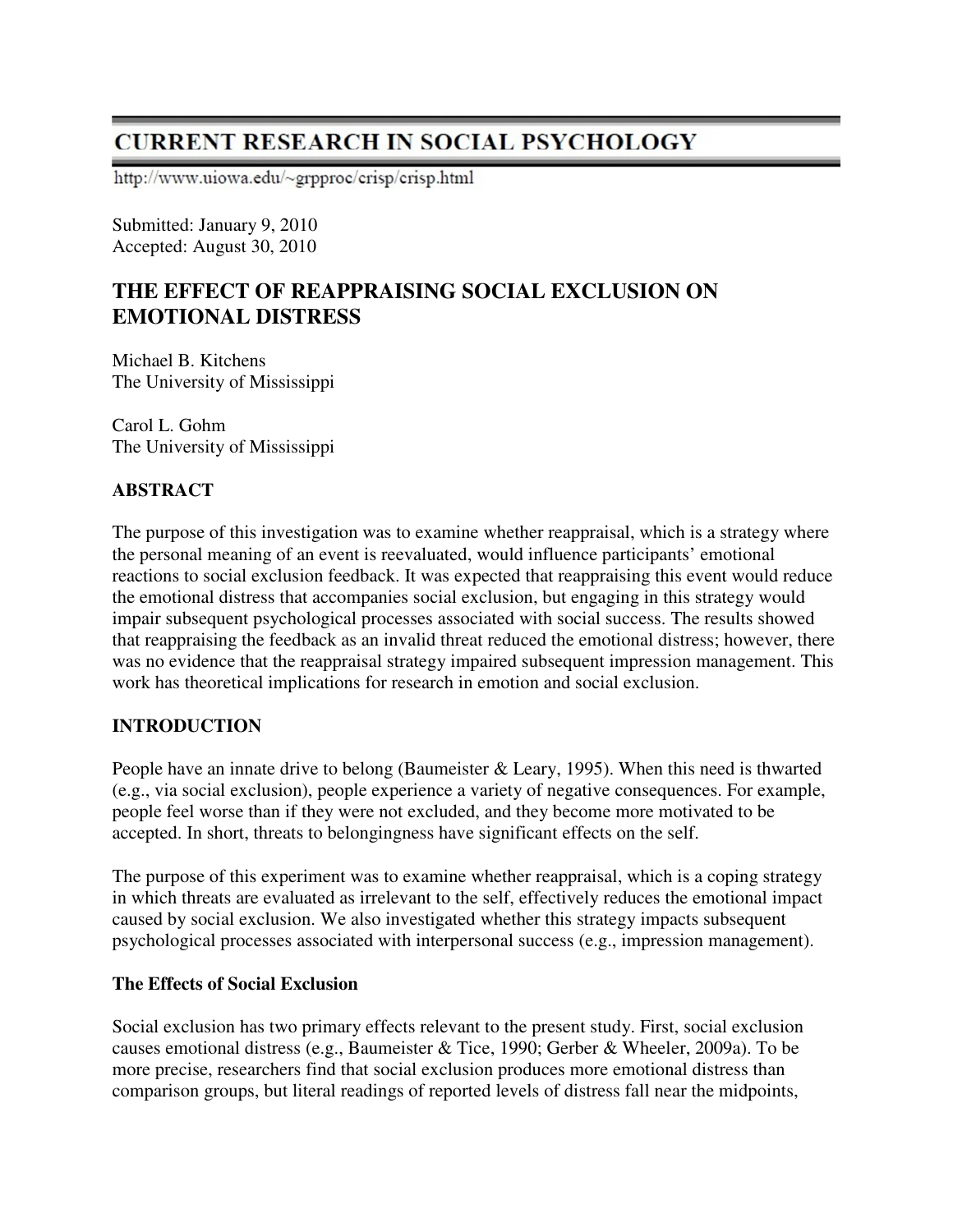# CURRENT RESEARCH IN SOCIAL PSYCHOLOGY

http://www.uiowa.edu/~grpproc/crisp/crisp.html

Submitted: January 9, 2010
Accepted: August 30, 2010

## THE EFFECT OF REAPPRAISING SOCIAL EXCLUSION ON EMOTIONAL DISTRESS

Michael B. Kitchens
The University of Mississippi

Carol L. Gohm
The University of Mississippi

### ABSTRACT

The purpose of this investigation was to examine whether reappraisal, which is a strategy where the personal meaning of an event is reevaluated, would influence participants' emotional reactions to social exclusion feedback. It was expected that reappraising this event would reduce the emotional distress that accompanies social exclusion, but engaging in this strategy would impair subsequent psychological processes associated with social success. The results showed that reappraising the feedback as an invalid threat reduced the emotional distress; however, there was no evidence that the reappraisal strategy impaired subsequent impression management. This work has theoretical implications for research in emotion and social exclusion.

### INTRODUCTION

People have an innate drive to belong (Baumeister & Leary, 1995). When this need is thwarted (e.g., via social exclusion), people experience a variety of negative consequences. For example, people feel worse than if they were not excluded, and they become more motivated to be accepted. In short, threats to belongingness have significant effects on the self.

The purpose of this experiment was to examine whether reappraisal, which is a coping strategy in which threats are evaluated as irrelevant to the self, effectively reduces the emotional impact caused by social exclusion. We also investigated whether this strategy impacts subsequent psychological processes associated with interpersonal success (e.g., impression management).

#### The Effects of Social Exclusion

Social exclusion has two primary effects relevant to the present study. First, social exclusion causes emotional distress (e.g., Baumeister & Tice, 1990; Gerber & Wheeler, 2009a). To be more precise, researchers find that social exclusion produces more emotional distress than comparison groups, but literal readings of reported levels of distress fall near the midpoints,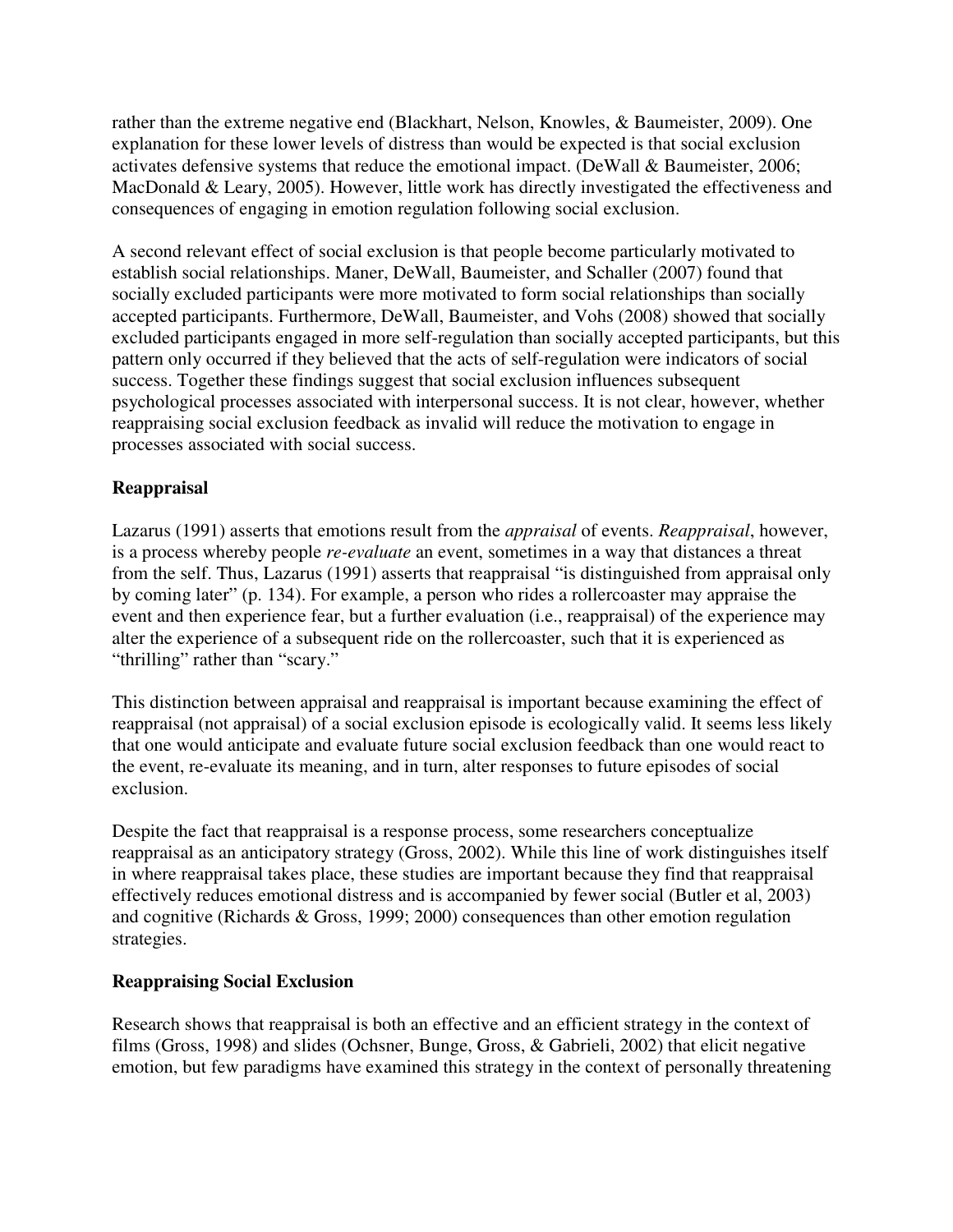rather than the extreme negative end (Blackhart, Nelson, Knowles, & Baumeister, 2009). One explanation for these lower levels of distress than would be expected is that social exclusion activates defensive systems that reduce the emotional impact. (DeWall & Baumeister, 2006; MacDonald & Leary, 2005). However, little work has directly investigated the effectiveness and consequences of engaging in emotion regulation following social exclusion.

A second relevant effect of social exclusion is that people become particularly motivated to establish social relationships. Maner, DeWall, Baumeister, and Schaller (2007) found that socially excluded participants were more motivated to form social relationships than socially accepted participants. Furthermore, DeWall, Baumeister, and Vohs (2008) showed that socially excluded participants engaged in more self-regulation than socially accepted participants, but this pattern only occurred if they believed that the acts of self-regulation were indicators of social success. Together these findings suggest that social exclusion influences subsequent psychological processes associated with interpersonal success. It is not clear, however, whether reappraising social exclusion feedback as invalid will reduce the motivation to engage in processes associated with social success.

**Reappraisal**

Lazarus (1991) asserts that emotions result from the *appraisal* of events. *Reappraisal*, however, is a process whereby people *re-evaluate* an event, sometimes in a way that distances a threat from the self. Thus, Lazarus (1991) asserts that reappraisal "is distinguished from appraisal only by coming later" (p. 134). For example, a person who rides a rollercoaster may appraise the event and then experience fear, but a further evaluation (i.e., reappraisal) of the experience may alter the experience of a subsequent ride on the rollercoaster, such that it is experienced as "thrilling" rather than "scary."

This distinction between appraisal and reappraisal is important because examining the effect of reappraisal (not appraisal) of a social exclusion episode is ecologically valid. It seems less likely that one would anticipate and evaluate future social exclusion feedback than one would react to the event, re-evaluate its meaning, and in turn, alter responses to future episodes of social exclusion.

Despite the fact that reappraisal is a response process, some researchers conceptualize reappraisal as an anticipatory strategy (Gross, 2002). While this line of work distinguishes itself in where reappraisal takes place, these studies are important because they find that reappraisal effectively reduces emotional distress and is accompanied by fewer social (Butler et al, 2003) and cognitive (Richards & Gross, 1999; 2000) consequences than other emotion regulation strategies.

**Reappraising Social Exclusion**

Research shows that reappraisal is both an effective and an efficient strategy in the context of films (Gross, 1998) and slides (Ochsner, Bunge, Gross, & Gabrieli, 2002) that elicit negative emotion, but few paradigms have examined this strategy in the context of personally threatening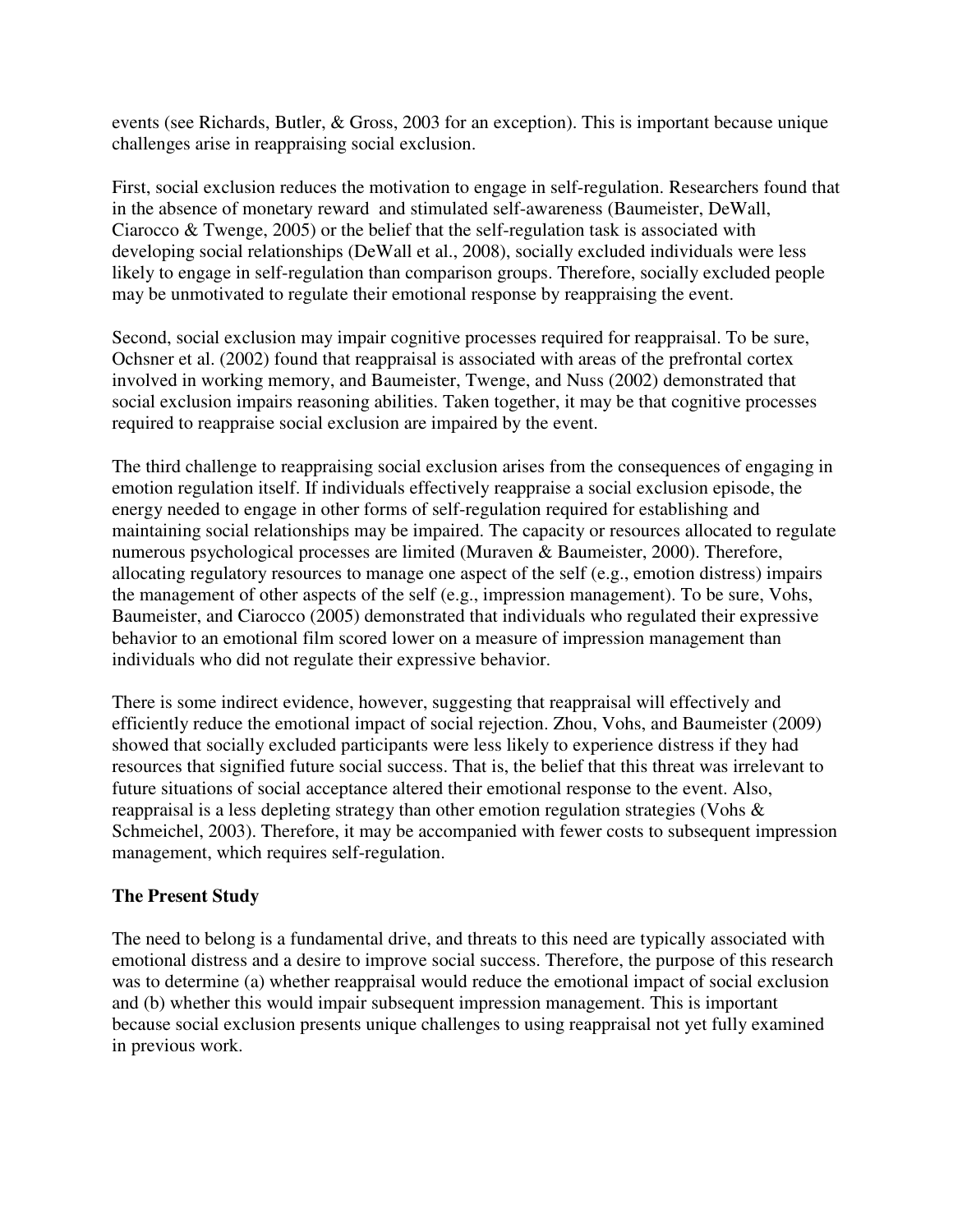events (see Richards, Butler, & Gross, 2003 for an exception). This is important because unique challenges arise in reappraising social exclusion.

First, social exclusion reduces the motivation to engage in self-regulation. Researchers found that in the absence of monetary reward and stimulated self-awareness (Baumeister, DeWall, Ciarocco & Twenge, 2005) or the belief that the self-regulation task is associated with developing social relationships (DeWall et al., 2008), socially excluded individuals were less likely to engage in self-regulation than comparison groups. Therefore, socially excluded people may be unmotivated to regulate their emotional response by reappraising the event.

Second, social exclusion may impair cognitive processes required for reappraisal. To be sure, Ochsner et al. (2002) found that reappraisal is associated with areas of the prefrontal cortex involved in working memory, and Baumeister, Twenge, and Nuss (2002) demonstrated that social exclusion impairs reasoning abilities. Taken together, it may be that cognitive processes required to reappraise social exclusion are impaired by the event.

The third challenge to reappraising social exclusion arises from the consequences of engaging in emotion regulation itself. If individuals effectively reappraise a social exclusion episode, the energy needed to engage in other forms of self-regulation required for establishing and maintaining social relationships may be impaired. The capacity or resources allocated to regulate numerous psychological processes are limited (Muraven & Baumeister, 2000). Therefore, allocating regulatory resources to manage one aspect of the self (e.g., emotion distress) impairs the management of other aspects of the self (e.g., impression management). To be sure, Vohs, Baumeister, and Ciarocco (2005) demonstrated that individuals who regulated their expressive behavior to an emotional film scored lower on a measure of impression management than individuals who did not regulate their expressive behavior.

There is some indirect evidence, however, suggesting that reappraisal will effectively and efficiently reduce the emotional impact of social rejection. Zhou, Vohs, and Baumeister (2009) showed that socially excluded participants were less likely to experience distress if they had resources that signified future social success. That is, the belief that this threat was irrelevant to future situations of social acceptance altered their emotional response to the event. Also, reappraisal is a less depleting strategy than other emotion regulation strategies (Vohs & Schmeichel, 2003). Therefore, it may be accompanied with fewer costs to subsequent impression management, which requires self-regulation.

## The Present Study

The need to belong is a fundamental drive, and threats to this need are typically associated with emotional distress and a desire to improve social success. Therefore, the purpose of this research was to determine (a) whether reappraisal would reduce the emotional impact of social exclusion and (b) whether this would impair subsequent impression management. This is important because social exclusion presents unique challenges to using reappraisal not yet fully examined in previous work.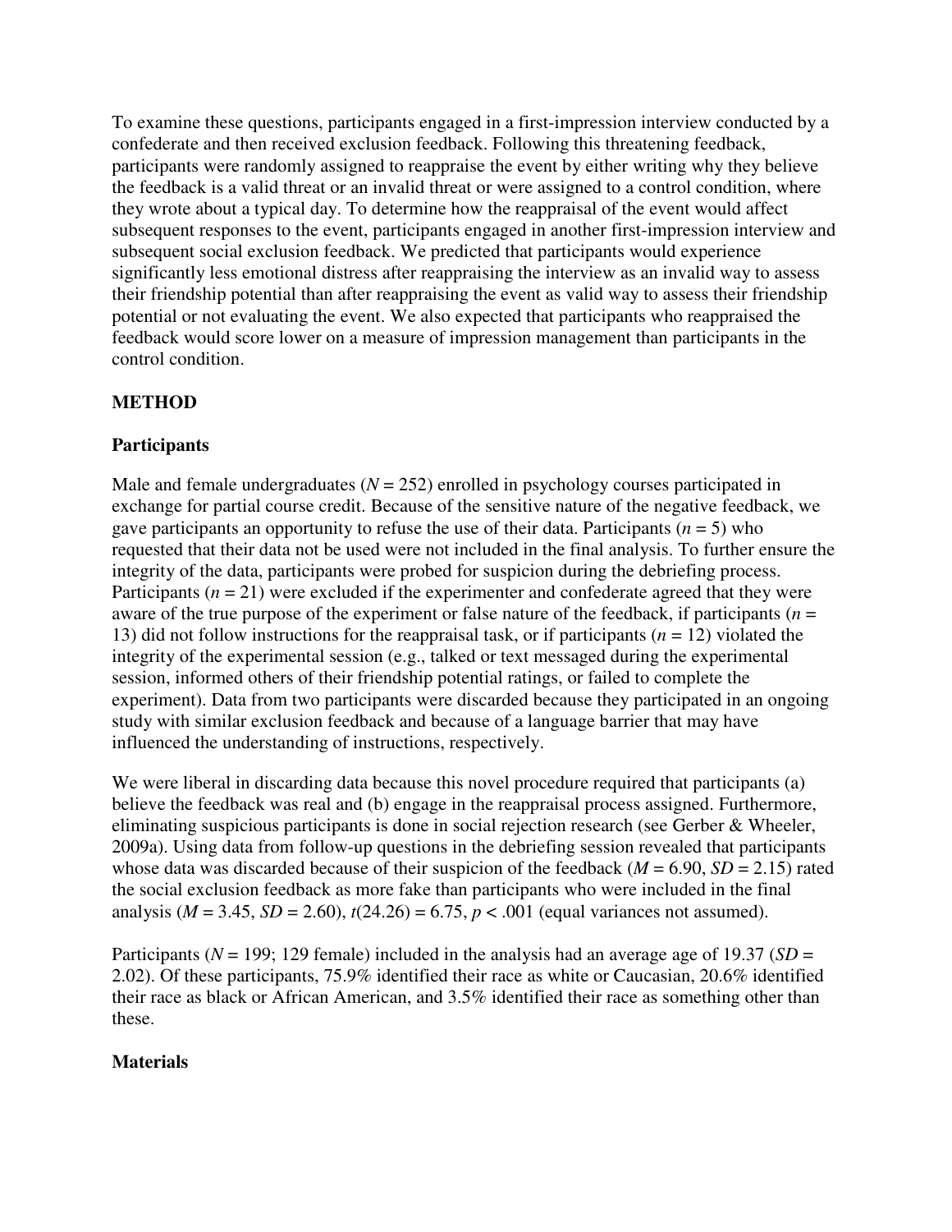To examine these questions, participants engaged in a first-impression interview conducted by a confederate and then received exclusion feedback. Following this threatening feedback, participants were randomly assigned to reappraise the event by either writing why they believe the feedback is a valid threat or an invalid threat or were assigned to a control condition, where they wrote about a typical day. To determine how the reappraisal of the event would affect subsequent responses to the event, participants engaged in another first-impression interview and subsequent social exclusion feedback. We predicted that participants would experience significantly less emotional distress after reappraising the interview as an invalid way to assess their friendship potential than after reappraising the event as valid way to assess their friendship potential or not evaluating the event. We also expected that participants who reappraised the feedback would score lower on a measure of impression management than participants in the control condition.

## METHOD

### Participants

Male and female undergraduates ($N = 252$) enrolled in psychology courses participated in exchange for partial course credit. Because of the sensitive nature of the negative feedback, we gave participants an opportunity to refuse the use of their data. Participants ($n = 5$) who requested that their data not be used were not included in the final analysis. To further ensure the integrity of the data, participants were probed for suspicion during the debriefing process. Participants ($n = 21$) were excluded if the experimenter and confederate agreed that they were aware of the true purpose of the experiment or false nature of the feedback, if participants ($n = 13$) did not follow instructions for the reappraisal task, or if participants ($n = 12$) violated the integrity of the experimental session (e.g., talked or text messaged during the experimental session, informed others of their friendship potential ratings, or failed to complete the experiment). Data from two participants were discarded because they participated in an ongoing study with similar exclusion feedback and because of a language barrier that may have influenced the understanding of instructions, respectively.

We were liberal in discarding data because this novel procedure required that participants (a) believe the feedback was real and (b) engage in the reappraisal process assigned. Furthermore, eliminating suspicious participants is done in social rejection research (see Gerber & Wheeler, 2009a). Using data from follow-up questions in the debriefing session revealed that participants whose data was discarded because of their suspicion of the feedback ($M = 6.90$, $SD = 2.15$) rated the social exclusion feedback as more fake than participants who were included in the final analysis ($M = 3.45$, $SD = 2.60$), $t(24.26) = 6.75$, $p < .001$ (equal variances not assumed).

Participants ($N = 199$; 129 female) included in the analysis had an average age of 19.37 ($SD = 2.02$). Of these participants, 75.9% identified their race as white or Caucasian, 20.6% identified their race as black or African American, and 3.5% identified their race as something other than these.

### Materials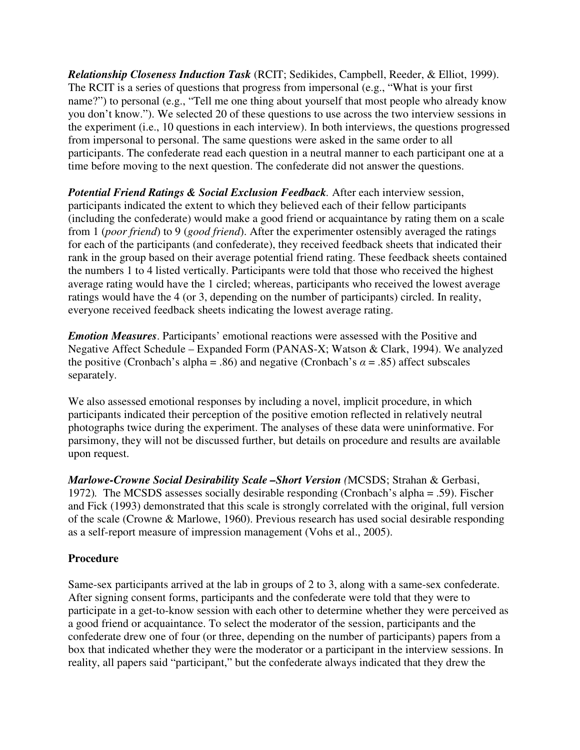***Relationship Closeness Induction Task*** (RCIT; Sedikides, Campbell, Reeder, & Elliot, 1999). The RCIT is a series of questions that progress from impersonal (e.g., "What is your first name?") to personal (e.g., "Tell me one thing about yourself that most people who already know you don't know."). We selected 20 of these questions to use across the two interview sessions in the experiment (i.e., 10 questions in each interview). In both interviews, the questions progressed from impersonal to personal. The same questions were asked in the same order to all participants. The confederate read each question in a neutral manner to each participant one at a time before moving to the next question. The confederate did not answer the questions.

***Potential Friend Ratings & Social Exclusion Feedback*.** After each interview session, participants indicated the extent to which they believed each of their fellow participants (including the confederate) would make a good friend or acquaintance by rating them on a scale from 1 (*poor friend*) to 9 (*good friend*). After the experimenter ostensibly averaged the ratings for each of the participants (and confederate), they received feedback sheets that indicated their rank in the group based on their average potential friend rating. These feedback sheets contained the numbers 1 to 4 listed vertically. Participants were told that those who received the highest average rating would have the 1 circled; whereas, participants who received the lowest average ratings would have the 4 (or 3, depending on the number of participants) circled. In reality, everyone received feedback sheets indicating the lowest average rating.

***Emotion Measures*.** Participants' emotional reactions were assessed with the Positive and Negative Affect Schedule – Expanded Form (PANAS-X; Watson & Clark, 1994). We analyzed the positive (Cronbach's alpha = .86) and negative (Cronbach's $\alpha$ = .85) affect subscales separately.

We also assessed emotional responses by including a novel, implicit procedure, in which participants indicated their perception of the positive emotion reflected in relatively neutral photographs twice during the experiment. The analyses of these data were uninformative. For parsimony, they will not be discussed further, but details on procedure and results are available upon request.

***Marlowe-Crowne Social Desirability Scale –Short Version*** *(*MCSDS; Strahan & Gerbasi, 1972). The MCSDS assesses socially desirable responding (Cronbach's alpha = .59). Fischer and Fick (1993) demonstrated that this scale is strongly correlated with the original, full version of the scale (Crowne & Marlowe, 1960). Previous research has used social desirable responding as a self-report measure of impression management (Vohs et al., 2005).

## Procedure

Same-sex participants arrived at the lab in groups of 2 to 3, along with a same-sex confederate. After signing consent forms, participants and the confederate were told that they were to participate in a get-to-know session with each other to determine whether they were perceived as a good friend or acquaintance. To select the moderator of the session, participants and the confederate drew one of four (or three, depending on the number of participants) papers from a box that indicated whether they were the moderator or a participant in the interview sessions. In reality, all papers said "participant," but the confederate always indicated that they drew the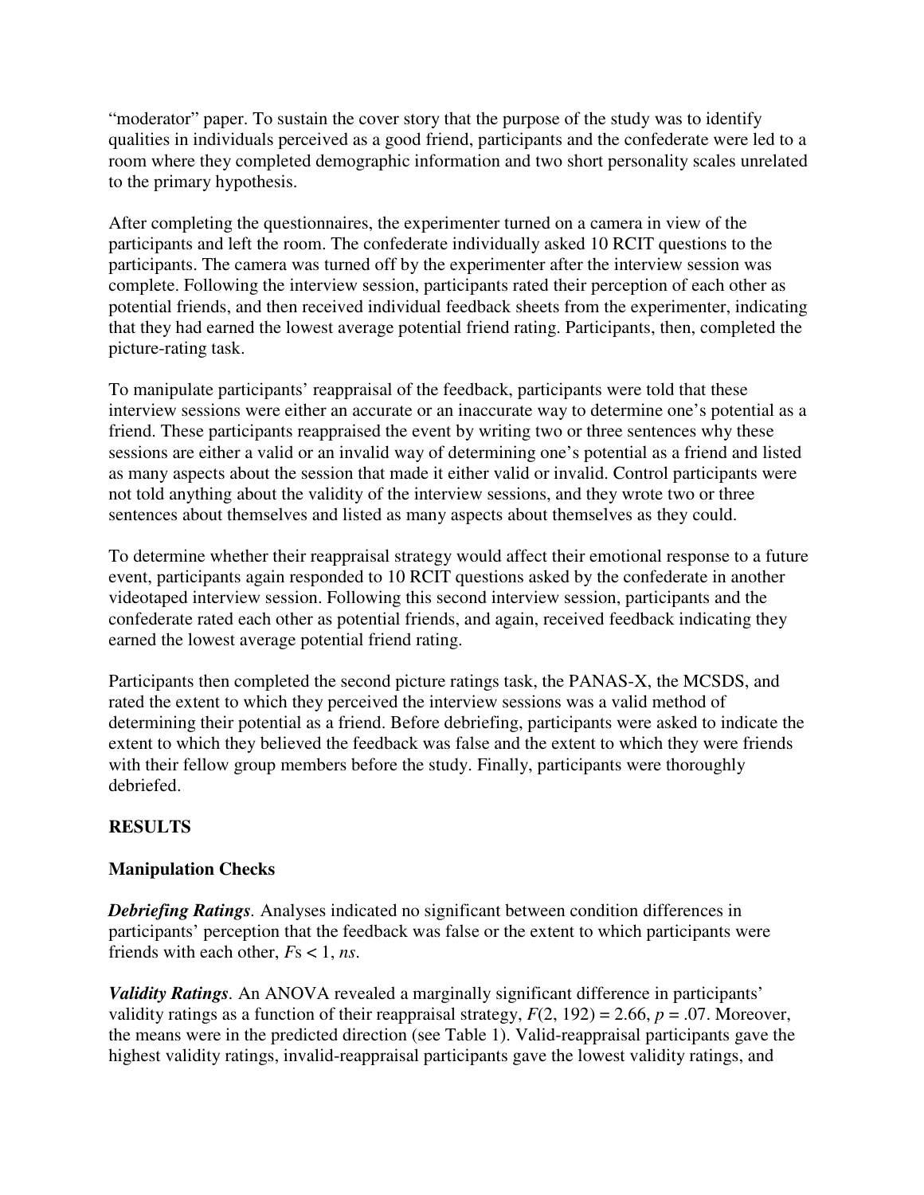"moderator" paper. To sustain the cover story that the purpose of the study was to identify qualities in individuals perceived as a good friend, participants and the confederate were led to a room where they completed demographic information and two short personality scales unrelated to the primary hypothesis.

After completing the questionnaires, the experimenter turned on a camera in view of the participants and left the room. The confederate individually asked 10 RCIT questions to the participants. The camera was turned off by the experimenter after the interview session was complete. Following the interview session, participants rated their perception of each other as potential friends, and then received individual feedback sheets from the experimenter, indicating that they had earned the lowest average potential friend rating. Participants, then, completed the picture-rating task.

To manipulate participants' reappraisal of the feedback, participants were told that these interview sessions were either an accurate or an inaccurate way to determine one's potential as a friend. These participants reappraised the event by writing two or three sentences why these sessions are either a valid or an invalid way of determining one's potential as a friend and listed as many aspects about the session that made it either valid or invalid. Control participants were not told anything about the validity of the interview sessions, and they wrote two or three sentences about themselves and listed as many aspects about themselves as they could.

To determine whether their reappraisal strategy would affect their emotional response to a future event, participants again responded to 10 RCIT questions asked by the confederate in another videotaped interview session. Following this second interview session, participants and the confederate rated each other as potential friends, and again, received feedback indicating they earned the lowest average potential friend rating.

Participants then completed the second picture ratings task, the PANAS-X, the MCSDS, and rated the extent to which they perceived the interview sessions was a valid method of determining their potential as a friend. Before debriefing, participants were asked to indicate the extent to which they believed the feedback was false and the extent to which they were friends with their fellow group members before the study. Finally, participants were thoroughly debriefed.

## RESULTS

### Manipulation Checks

***Debriefing Ratings***. Analyses indicated no significant between condition differences in participants' perception that the feedback was false or the extent to which participants were friends with each other, $F$s $< 1$, *ns*.

***Validity Ratings***. An ANOVA revealed a marginally significant difference in participants' validity ratings as a function of their reappraisal strategy, $F(2, 192) = 2.66$, $p = .07$. Moreover, the means were in the predicted direction (see Table 1). Valid-reappraisal participants gave the highest validity ratings, invalid-reappraisal participants gave the lowest validity ratings, and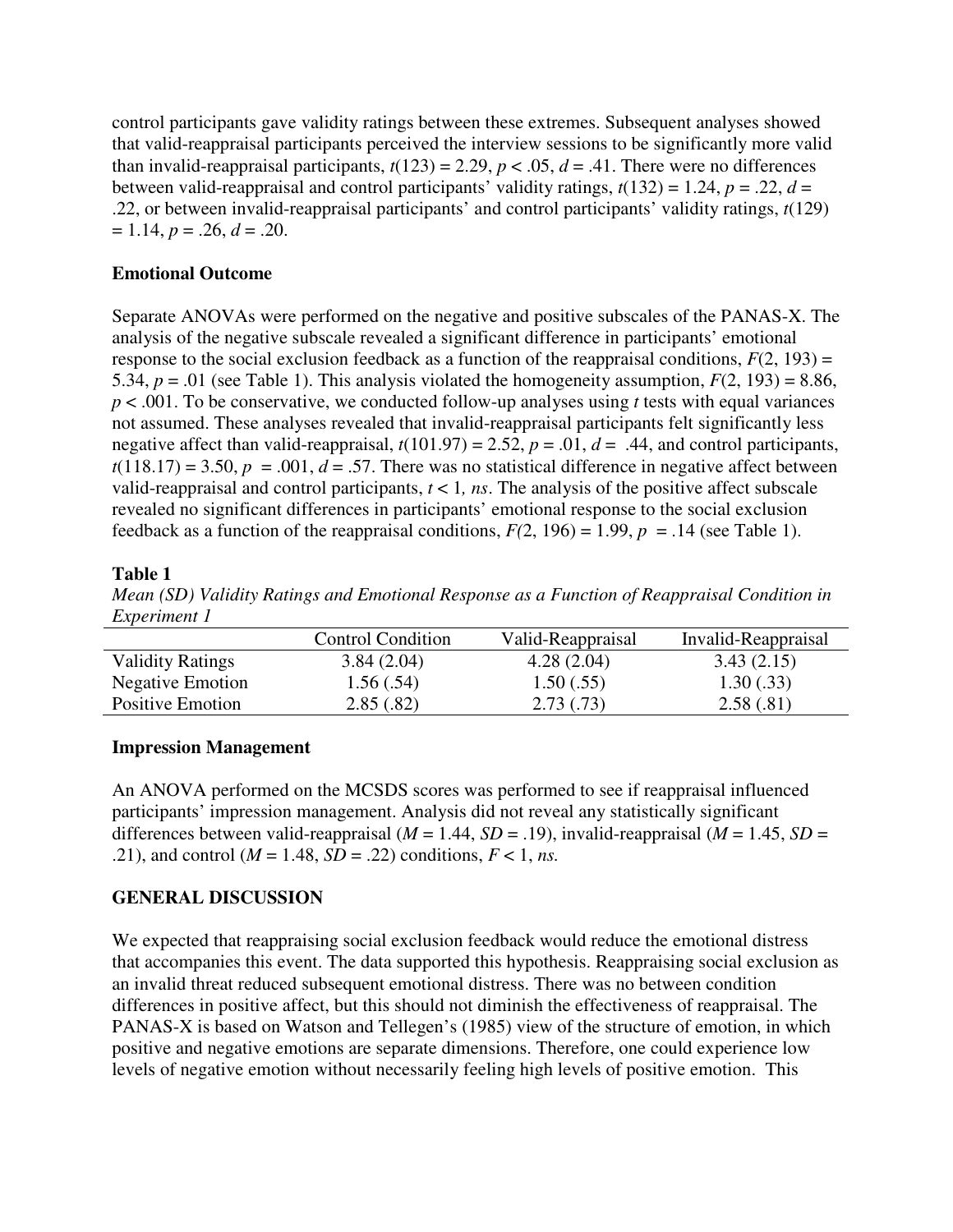control participants gave validity ratings between these extremes. Subsequent analyses showed that valid-reappraisal participants perceived the interview sessions to be significantly more valid than invalid-reappraisal participants, $t(123) = 2.29$, $p < .05$, $d = .41$. There were no differences between valid-reappraisal and control participants' validity ratings, $t(132) = 1.24$, $p = .22$, $d = .22$, or between invalid-reappraisal participants' and control participants' validity ratings, $t(129) = 1.14$, $p = .26$, $d = .20$.

**Emotional Outcome**

Separate ANOVAs were performed on the negative and positive subscales of the PANAS-X. The analysis of the negative subscale revealed a significant difference in participants' emotional response to the social exclusion feedback as a function of the reappraisal conditions, $F(2, 193) = 5.34$, $p = .01$ (see Table 1). This analysis violated the homogeneity assumption, $F(2, 193) = 8.86$, $p < .001$. To be conservative, we conducted follow-up analyses using $t$ tests with equal variances not assumed. These analyses revealed that invalid-reappraisal participants felt significantly less negative affect than valid-reappraisal, $t(101.97) = 2.52$, $p = .01$, $d = .44$, and control participants, $t(118.17) = 3.50$, $p = .001$, $d = .57$. There was no statistical difference in negative affect between valid-reappraisal and control participants, $t < 1$, *ns*. The analysis of the positive affect subscale revealed no significant differences in participants' emotional response to the social exclusion feedback as a function of the reappraisal conditions, $F(2, 196) = 1.99$, $p = .14$ (see Table 1).

**Table 1**

*Mean (SD) Validity Ratings and Emotional Response as a Function of Reappraisal Condition in Experiment 1*

| | Control Condition | Valid-Reappraisal | Invalid-Reappraisal |
|---|---|---|---|
| Validity Ratings | 3.84 (2.04) | 4.28 (2.04) | 3.43 (2.15) |
| Negative Emotion | 1.56 (.54) | 1.50 (.55) | 1.30 (.33) |
| Positive Emotion | 2.85 (.82) | 2.73 (.73) | 2.58 (.81) |

**Impression Management**

An ANOVA performed on the MCSDS scores was performed to see if reappraisal influenced participants' impression management. Analysis did not reveal any statistically significant differences between valid-reappraisal ($M = 1.44$, $SD = .19$), invalid-reappraisal ($M = 1.45$, $SD = .21$), and control ($M = 1.48$, $SD = .22$) conditions, $F < 1$, *ns.*

**GENERAL DISCUSSION**

We expected that reappraising social exclusion feedback would reduce the emotional distress that accompanies this event. The data supported this hypothesis. Reappraising social exclusion as an invalid threat reduced subsequent emotional distress. There was no between condition differences in positive affect, but this should not diminish the effectiveness of reappraisal. The PANAS-X is based on Watson and Tellegen's (1985) view of the structure of emotion, in which positive and negative emotions are separate dimensions. Therefore, one could experience low levels of negative emotion without necessarily feeling high levels of positive emotion. This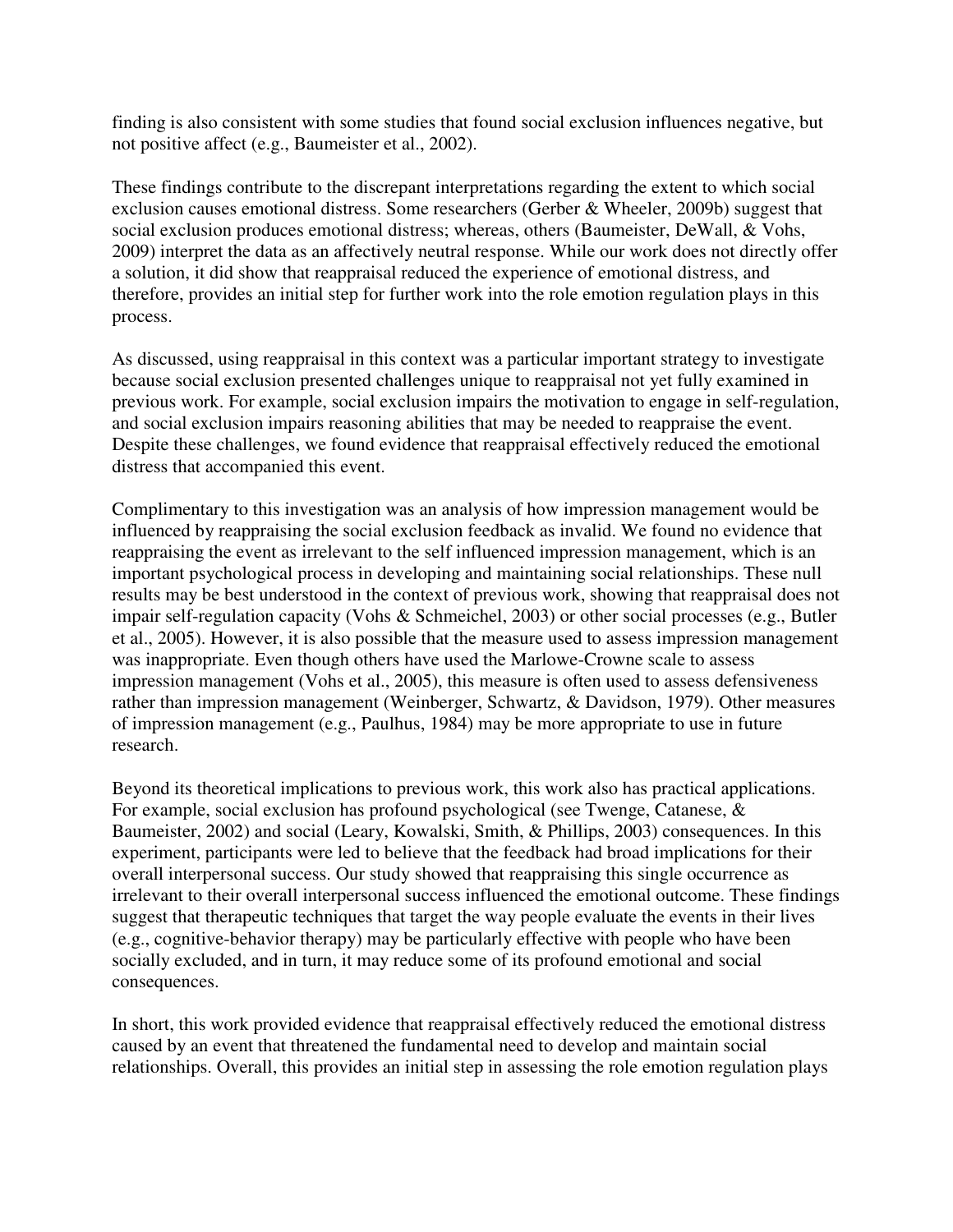finding is also consistent with some studies that found social exclusion influences negative, but not positive affect (e.g., Baumeister et al., 2002).

These findings contribute to the discrepant interpretations regarding the extent to which social exclusion causes emotional distress. Some researchers (Gerber & Wheeler, 2009b) suggest that social exclusion produces emotional distress; whereas, others (Baumeister, DeWall, & Vohs, 2009) interpret the data as an affectively neutral response. While our work does not directly offer a solution, it did show that reappraisal reduced the experience of emotional distress, and therefore, provides an initial step for further work into the role emotion regulation plays in this process.

As discussed, using reappraisal in this context was a particular important strategy to investigate because social exclusion presented challenges unique to reappraisal not yet fully examined in previous work. For example, social exclusion impairs the motivation to engage in self-regulation, and social exclusion impairs reasoning abilities that may be needed to reappraise the event. Despite these challenges, we found evidence that reappraisal effectively reduced the emotional distress that accompanied this event.

Complimentary to this investigation was an analysis of how impression management would be influenced by reappraising the social exclusion feedback as invalid. We found no evidence that reappraising the event as irrelevant to the self influenced impression management, which is an important psychological process in developing and maintaining social relationships. These null results may be best understood in the context of previous work, showing that reappraisal does not impair self-regulation capacity (Vohs & Schmeichel, 2003) or other social processes (e.g., Butler et al., 2005). However, it is also possible that the measure used to assess impression management was inappropriate. Even though others have used the Marlowe-Crowne scale to assess impression management (Vohs et al., 2005), this measure is often used to assess defensiveness rather than impression management (Weinberger, Schwartz, & Davidson, 1979). Other measures of impression management (e.g., Paulhus, 1984) may be more appropriate to use in future research.

Beyond its theoretical implications to previous work, this work also has practical applications. For example, social exclusion has profound psychological (see Twenge, Catanese, & Baumeister, 2002) and social (Leary, Kowalski, Smith, & Phillips, 2003) consequences. In this experiment, participants were led to believe that the feedback had broad implications for their overall interpersonal success. Our study showed that reappraising this single occurrence as irrelevant to their overall interpersonal success influenced the emotional outcome. These findings suggest that therapeutic techniques that target the way people evaluate the events in their lives (e.g., cognitive-behavior therapy) may be particularly effective with people who have been socially excluded, and in turn, it may reduce some of its profound emotional and social consequences.

In short, this work provided evidence that reappraisal effectively reduced the emotional distress caused by an event that threatened the fundamental need to develop and maintain social relationships. Overall, this provides an initial step in assessing the role emotion regulation plays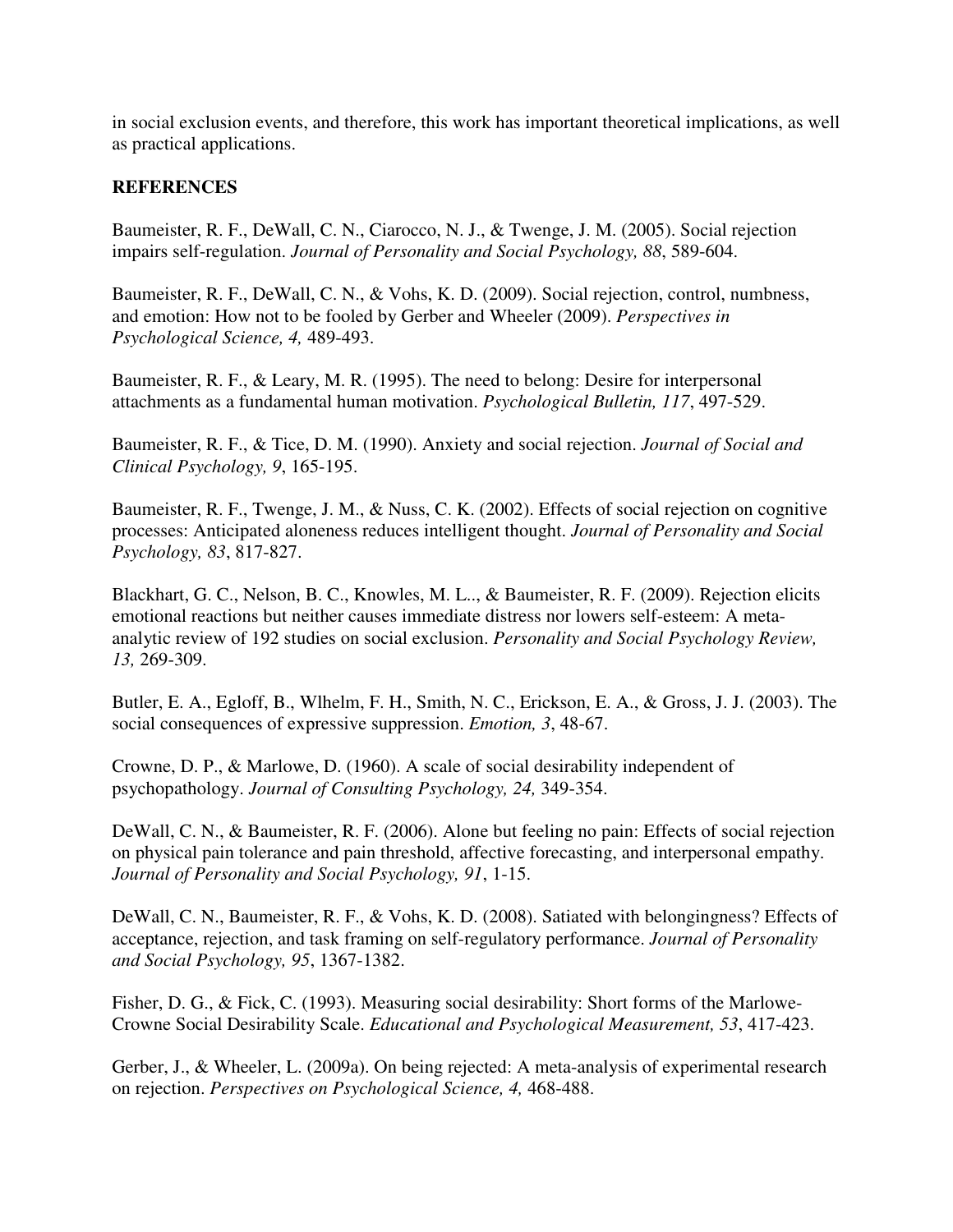in social exclusion events, and therefore, this work has important theoretical implications, as well as practical applications.

## REFERENCES

Baumeister, R. F., DeWall, C. N., Ciarocco, N. J., & Twenge, J. M. (2005). Social rejection impairs self-regulation. *Journal of Personality and Social Psychology, 88*, 589-604.

Baumeister, R. F., DeWall, C. N., & Vohs, K. D. (2009). Social rejection, control, numbness, and emotion: How not to be fooled by Gerber and Wheeler (2009). *Perspectives in Psychological Science, 4,* 489-493.

Baumeister, R. F., & Leary, M. R. (1995). The need to belong: Desire for interpersonal attachments as a fundamental human motivation. *Psychological Bulletin, 117*, 497-529.

Baumeister, R. F., & Tice, D. M. (1990). Anxiety and social rejection. *Journal of Social and Clinical Psychology, 9*, 165-195.

Baumeister, R. F., Twenge, J. M., & Nuss, C. K. (2002). Effects of social rejection on cognitive processes: Anticipated aloneness reduces intelligent thought. *Journal of Personality and Social Psychology, 83*, 817-827.

Blackhart, G. C., Nelson, B. C., Knowles, M. L.., & Baumeister, R. F. (2009). Rejection elicits emotional reactions but neither causes immediate distress nor lowers self-esteem: A meta-analytic review of 192 studies on social exclusion. *Personality and Social Psychology Review, 13,* 269-309.

Butler, E. A., Egloff, B., Wlhelm, F. H., Smith, N. C., Erickson, E. A., & Gross, J. J. (2003). The social consequences of expressive suppression. *Emotion, 3*, 48-67.

Crowne, D. P., & Marlowe, D. (1960). A scale of social desirability independent of psychopathology. *Journal of Consulting Psychology, 24,* 349-354.

DeWall, C. N., & Baumeister, R. F. (2006). Alone but feeling no pain: Effects of social rejection on physical pain tolerance and pain threshold, affective forecasting, and interpersonal empathy. *Journal of Personality and Social Psychology, 91*, 1-15.

DeWall, C. N., Baumeister, R. F., & Vohs, K. D. (2008). Satiated with belongingness? Effects of acceptance, rejection, and task framing on self-regulatory performance. *Journal of Personality and Social Psychology, 95*, 1367-1382.

Fisher, D. G., & Fick, C. (1993). Measuring social desirability: Short forms of the Marlowe-Crowne Social Desirability Scale. *Educational and Psychological Measurement, 53*, 417-423.

Gerber, J., & Wheeler, L. (2009a). On being rejected: A meta-analysis of experimental research on rejection. *Perspectives on Psychological Science, 4,* 468-488.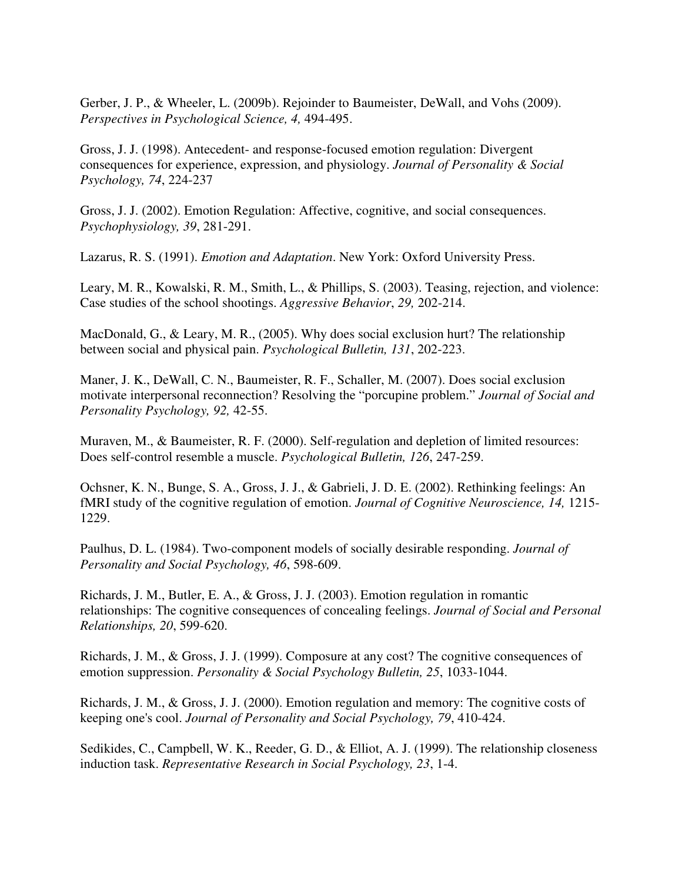Gerber, J. P., & Wheeler, L. (2009b). Rejoinder to Baumeister, DeWall, and Vohs (2009). *Perspectives in Psychological Science, 4,* 494-495.

Gross, J. J. (1998). Antecedent- and response-focused emotion regulation: Divergent consequences for experience, expression, and physiology. *Journal of Personality & Social Psychology, 74*, 224-237

Gross, J. J. (2002). Emotion Regulation: Affective, cognitive, and social consequences. *Psychophysiology, 39*, 281-291.

Lazarus, R. S. (1991). *Emotion and Adaptation*. New York: Oxford University Press.

Leary, M. R., Kowalski, R. M., Smith, L., & Phillips, S. (2003). Teasing, rejection, and violence: Case studies of the school shootings. *Aggressive Behavior*, *29,* 202-214.

MacDonald, G., & Leary, M. R., (2005). Why does social exclusion hurt? The relationship between social and physical pain. *Psychological Bulletin, 131*, 202-223.

Maner, J. K., DeWall, C. N., Baumeister, R. F., Schaller, M. (2007). Does social exclusion motivate interpersonal reconnection? Resolving the "porcupine problem." *Journal of Social and Personality Psychology, 92,* 42-55.

Muraven, M., & Baumeister, R. F. (2000). Self-regulation and depletion of limited resources: Does self-control resemble a muscle. *Psychological Bulletin, 126*, 247-259.

Ochsner, K. N., Bunge, S. A., Gross, J. J., & Gabrieli, J. D. E. (2002). Rethinking feelings: An fMRI study of the cognitive regulation of emotion. *Journal of Cognitive Neuroscience, 14,* 1215-1229.

Paulhus, D. L. (1984). Two-component models of socially desirable responding. *Journal of Personality and Social Psychology, 46*, 598-609.

Richards, J. M., Butler, E. A., & Gross, J. J. (2003). Emotion regulation in romantic relationships: The cognitive consequences of concealing feelings. *Journal of Social and Personal Relationships, 20*, 599-620.

Richards, J. M., & Gross, J. J. (1999). Composure at any cost? The cognitive consequences of emotion suppression. *Personality & Social Psychology Bulletin, 25*, 1033-1044.

Richards, J. M., & Gross, J. J. (2000). Emotion regulation and memory: The cognitive costs of keeping one's cool. *Journal of Personality and Social Psychology, 79*, 410-424.

Sedikides, C., Campbell, W. K., Reeder, G. D., & Elliot, A. J. (1999). The relationship closeness induction task. *Representative Research in Social Psychology, 23*, 1-4.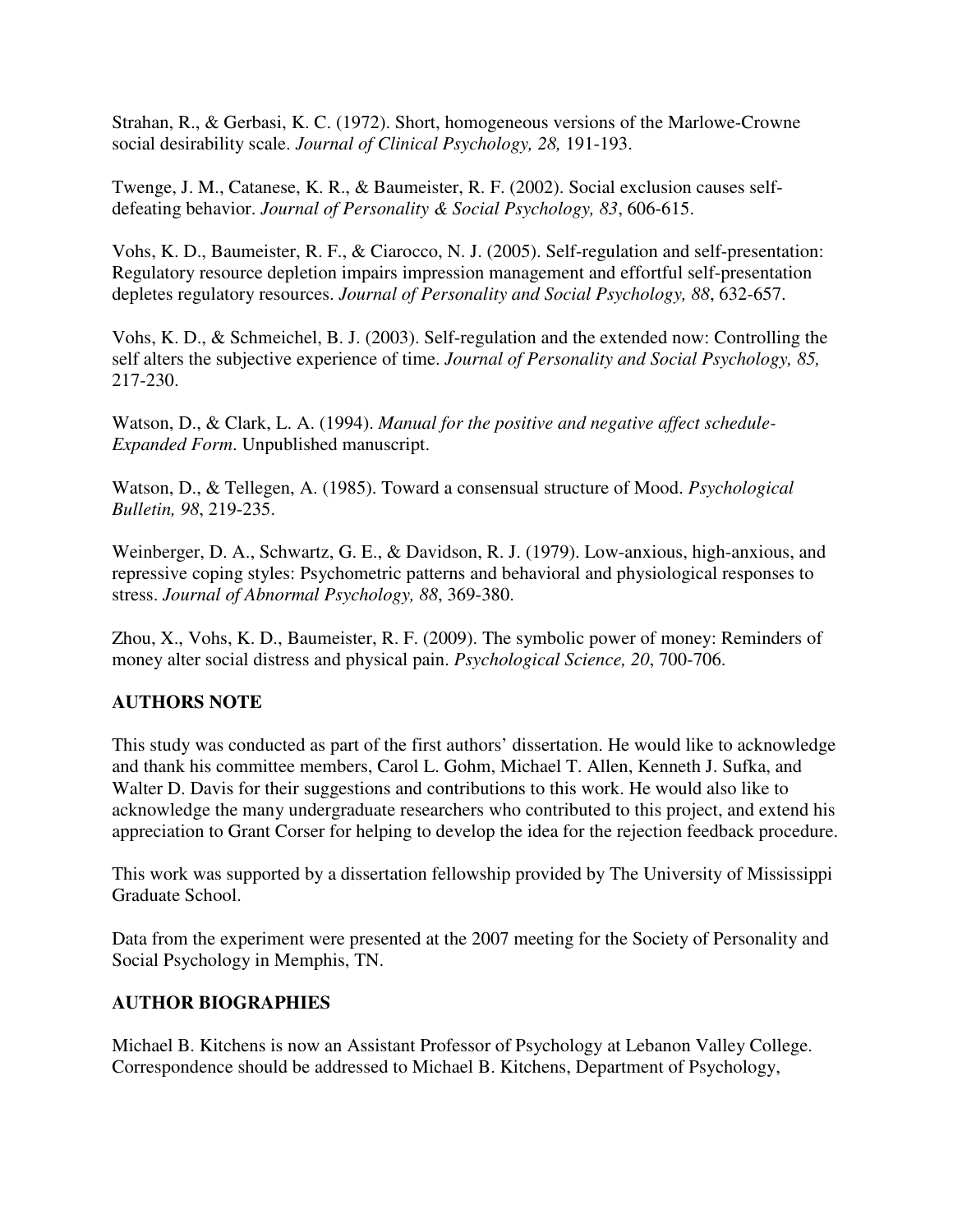Strahan, R., & Gerbasi, K. C. (1972). Short, homogeneous versions of the Marlowe-Crowne social desirability scale. *Journal of Clinical Psychology, 28,* 191-193.

Twenge, J. M., Catanese, K. R., & Baumeister, R. F. (2002). Social exclusion causes self-defeating behavior. *Journal of Personality & Social Psychology, 83*, 606-615.

Vohs, K. D., Baumeister, R. F., & Ciarocco, N. J. (2005). Self-regulation and self-presentation: Regulatory resource depletion impairs impression management and effortful self-presentation depletes regulatory resources. *Journal of Personality and Social Psychology, 88*, 632-657.

Vohs, K. D., & Schmeichel, B. J. (2003). Self-regulation and the extended now: Controlling the self alters the subjective experience of time. *Journal of Personality and Social Psychology, 85,* 217-230.

Watson, D., & Clark, L. A. (1994). *Manual for the positive and negative affect schedule-Expanded Form*. Unpublished manuscript.

Watson, D., & Tellegen, A. (1985). Toward a consensual structure of Mood. *Psychological Bulletin, 98*, 219-235.

Weinberger, D. A., Schwartz, G. E., & Davidson, R. J. (1979). Low-anxious, high-anxious, and repressive coping styles: Psychometric patterns and behavioral and physiological responses to stress. *Journal of Abnormal Psychology, 88*, 369-380.

Zhou, X., Vohs, K. D., Baumeister, R. F. (2009). The symbolic power of money: Reminders of money alter social distress and physical pain. *Psychological Science, 20*, 700-706.

## AUTHORS NOTE

This study was conducted as part of the first authors' dissertation. He would like to acknowledge and thank his committee members, Carol L. Gohm, Michael T. Allen, Kenneth J. Sufka, and Walter D. Davis for their suggestions and contributions to this work. He would also like to acknowledge the many undergraduate researchers who contributed to this project, and extend his appreciation to Grant Corser for helping to develop the idea for the rejection feedback procedure.

This work was supported by a dissertation fellowship provided by The University of Mississippi Graduate School.

Data from the experiment were presented at the 2007 meeting for the Society of Personality and Social Psychology in Memphis, TN.

## AUTHOR BIOGRAPHIES

Michael B. Kitchens is now an Assistant Professor of Psychology at Lebanon Valley College. Correspondence should be addressed to Michael B. Kitchens, Department of Psychology,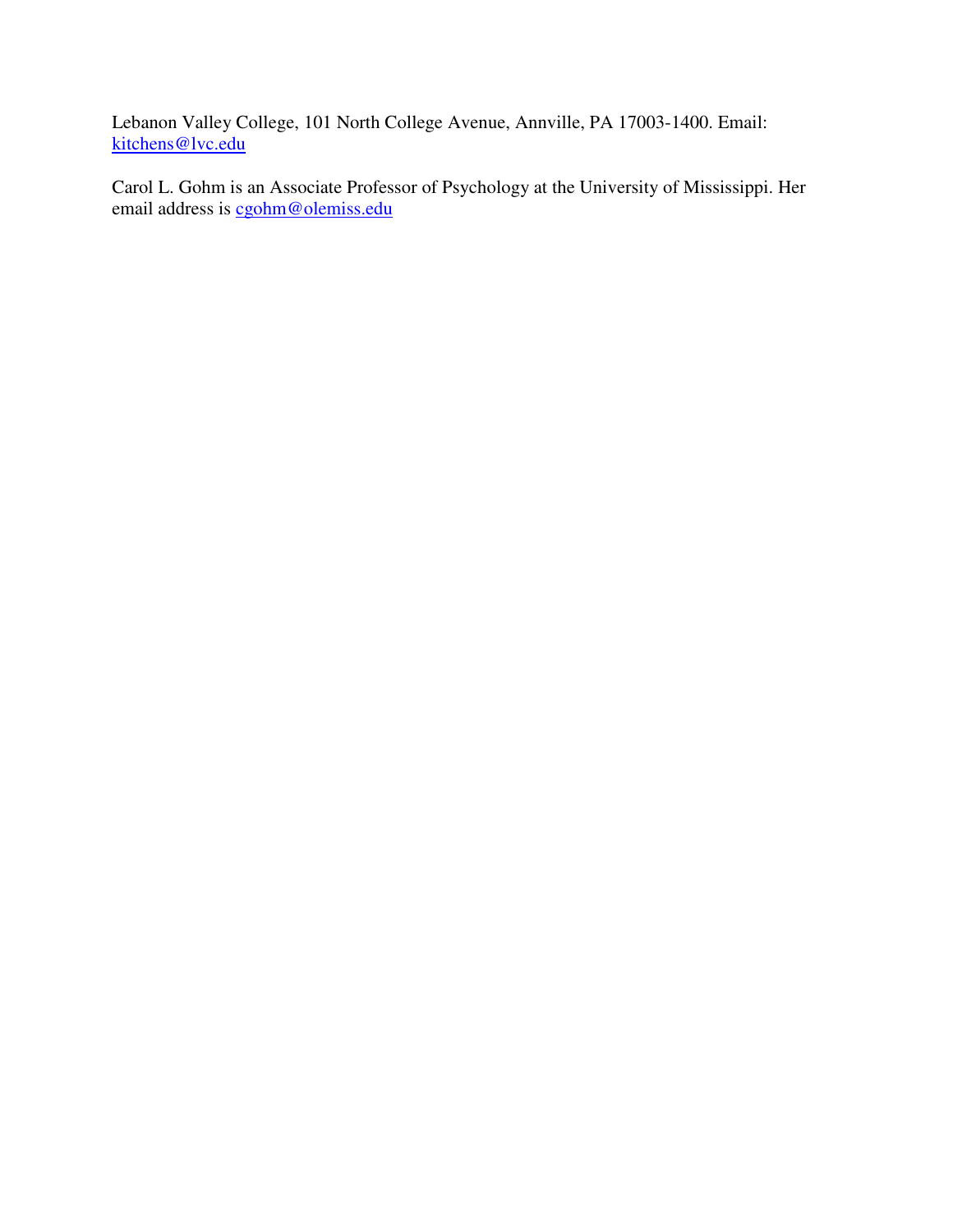Lebanon Valley College, 101 North College Avenue, Annville, PA 17003-1400. Email: kitchens@lvc.edu

Carol L. Gohm is an Associate Professor of Psychology at the University of Mississippi. Her email address is cgohm@olemiss.edu